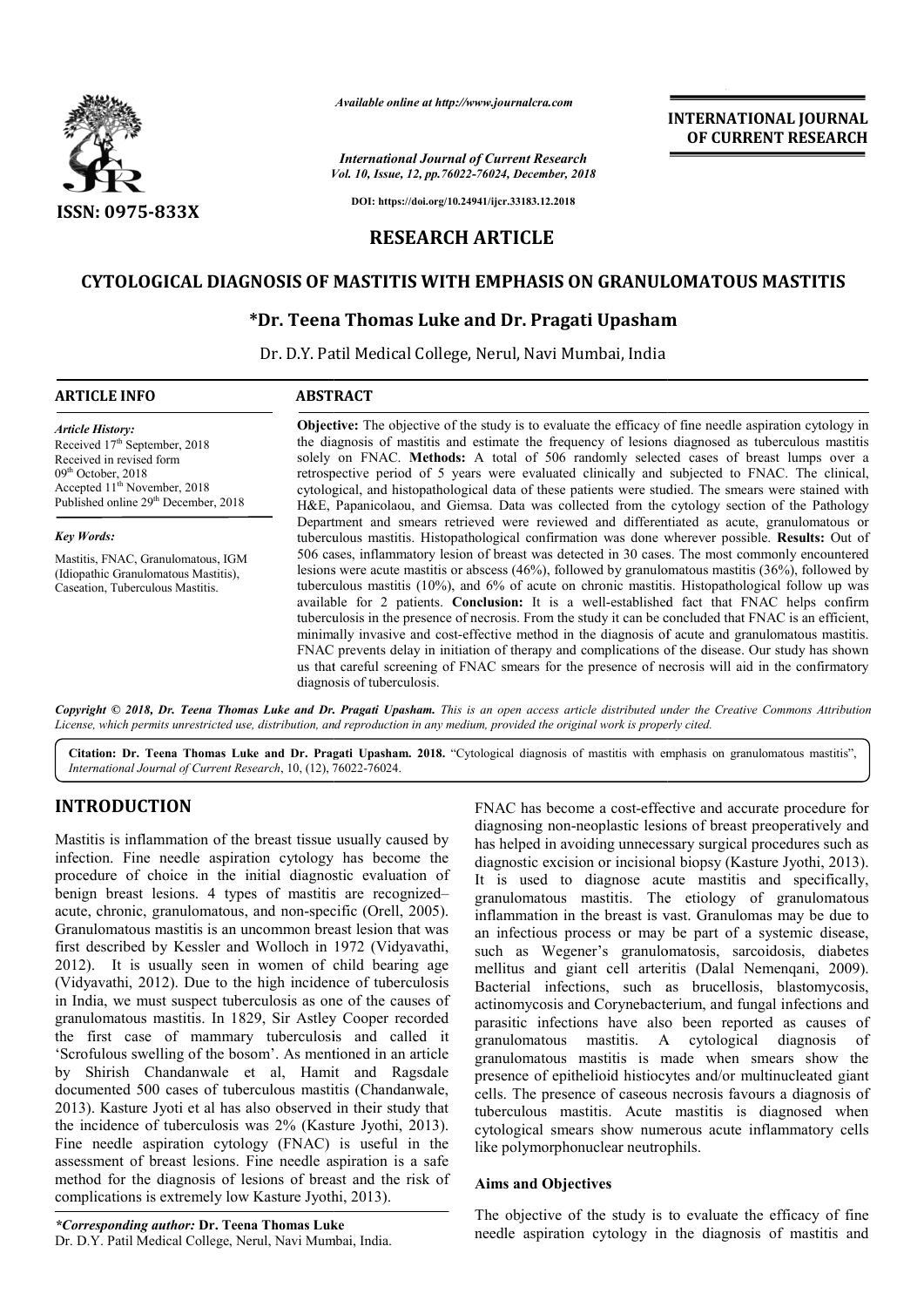*Available online at http://www.journalcra.com*

*International Journal of Current Research*
*Vol. 10, Issue, 12, pp.76022-76024, December, 2018*

**DOI: https://doi.org/10.24941/ijcr.33183.12.2018**

**ISSN: 0975-833X**

**INTERNATIONAL JOURNAL OF CURRENT RESEARCH**

## RESEARCH ARTICLE

# CYTOLOGICAL DIAGNOSIS OF MASTITIS WITH EMPHASIS ON GRANULOMATOUS MASTITIS

**\*Dr. Teena Thomas Luke and Dr. Pragati Upasham**

Dr. D.Y. Patil Medical College, Nerul, Navi Mumbai, India

### ARTICLE INFO

*Article History:*
Received 17th September, 2018
Received in revised form
09th October, 2018
Accepted 11th November, 2018
Published online 29th December, 2018

*Key Words:*
Mastitis, FNAC, Granulomatous, IGM (Idiopathic Granulomatous Mastitis), Caseation, Tuberculous Mastitis.

### ABSTRACT

**Objective:** The objective of the study is to evaluate the efficacy of fine needle aspiration cytology in the diagnosis of mastitis and estimate the frequency of lesions diagnosed as tuberculous mastitis solely on FNAC. **Methods:** A total of 506 randomly selected cases of breast lumps over a retrospective period of 5 years were evaluated clinically and subjected to FNAC. The clinical, cytological, and histopathological data of these patients were studied. The smears were stained with H&E, Papanicolaou, and Giemsa. Data was collected from the cytology section of the Pathology Department and smears retrieved were reviewed and differentiated as acute, granulomatous or tuberculous mastitis. Histopathological confirmation was done wherever possible. **Results:** Out of 506 cases, inflammatory lesion of breast was detected in 30 cases. The most commonly encountered lesions were acute mastitis or abscess (46%), followed by granulomatous mastitis (36%), followed by tuberculous mastitis (10%), and 6% of acute on chronic mastitis. Histopathological follow up was available for 2 patients. **Conclusion:** It is a well-established fact that FNAC helps confirm tuberculosis in the presence of necrosis. From the study it can be concluded that FNAC is an efficient, minimally invasive and cost-effective method in the diagnosis of acute and granulomatous mastitis. FNAC prevents delay in initiation of therapy and complications of the disease. Our study has shown us that careful screening of FNAC smears for the presence of necrosis will aid in the confirmatory diagnosis of tuberculosis.

*Copyright © 2018, Dr. Teena Thomas Luke and Dr. Pragati Upasham. This is an open access article distributed under the Creative Commons Attribution License, which permits unrestricted use, distribution, and reproduction in any medium, provided the original work is properly cited.*

**Citation: Dr. Teena Thomas Luke and Dr. Pragati Upasham. 2018.** "Cytological diagnosis of mastitis with emphasis on granulomatous mastitis", *International Journal of Current Research*, 10, (12), 76022-76024.

## INTRODUCTION

Mastitis is inflammation of the breast tissue usually caused by infection. Fine needle aspiration cytology has become the procedure of choice in the initial diagnostic evaluation of benign breast lesions. 4 types of mastitis are recognized– acute, chronic, granulomatous, and non-specific (Orell, 2005). Granulomatous mastitis is an uncommon breast lesion that was first described by Kessler and Wolloch in 1972 (Vidyavathi, 2012). It is usually seen in women of child bearing age (Vidyavathi, 2012). Due to the high incidence of tuberculosis in India, we must suspect tuberculosis as one of the causes of granulomatous mastitis. In 1829, Sir Astley Cooper recorded the first case of mammary tuberculosis and called it 'Scrofulous swelling of the bosom'. As mentioned in an article by Shirish Chandanwale et al, Hamit and Ragsdale documented 500 cases of tuberculous mastitis (Chandanwale, 2013). Kasture Jyoti et al has also observed in their study that the incidence of tuberculosis was 2% (Kasture Jyothi, 2013). Fine needle aspiration cytology (FNAC) is useful in the assessment of breast lesions. Fine needle aspiration is a safe method for the diagnosis of lesions of breast and the risk of complications is extremely low Kasture Jyothi, 2013).

FNAC has become a cost-effective and accurate procedure for diagnosing non-neoplastic lesions of breast preoperatively and has helped in avoiding unnecessary surgical procedures such as diagnostic excision or incisional biopsy (Kasture Jyothi, 2013). It is used to diagnose acute mastitis and specifically, granulomatous mastitis. The etiology of granulomatous inflammation in the breast is vast. Granulomas may be due to an infectious process or may be part of a systemic disease, such as Wegener's granulomatosis, sarcoidosis, diabetes mellitus and giant cell arteritis (Dalal Nemenqani, 2009). Bacterial infections, such as brucellosis, blastomycosis, actinomycosis and Corynebacterium, and fungal infections and parasitic infections have also been reported as causes of granulomatous mastitis. A cytological diagnosis of granulomatous mastitis is made when smears show the presence of epithelioid histiocytes and/or multinucleated giant cells. The presence of caseous necrosis favours a diagnosis of tuberculous mastitis. Acute mastitis is diagnosed when cytological smears show numerous acute inflammatory cells like polymorphonuclear neutrophils.

### Aims and Objectives

The objective of the study is to evaluate the efficacy of fine needle aspiration cytology in the diagnosis of mastitis and

*\*Corresponding author:* **Dr. Teena Thomas Luke**
Dr. D.Y. Patil Medical College, Nerul, Navi Mumbai, India.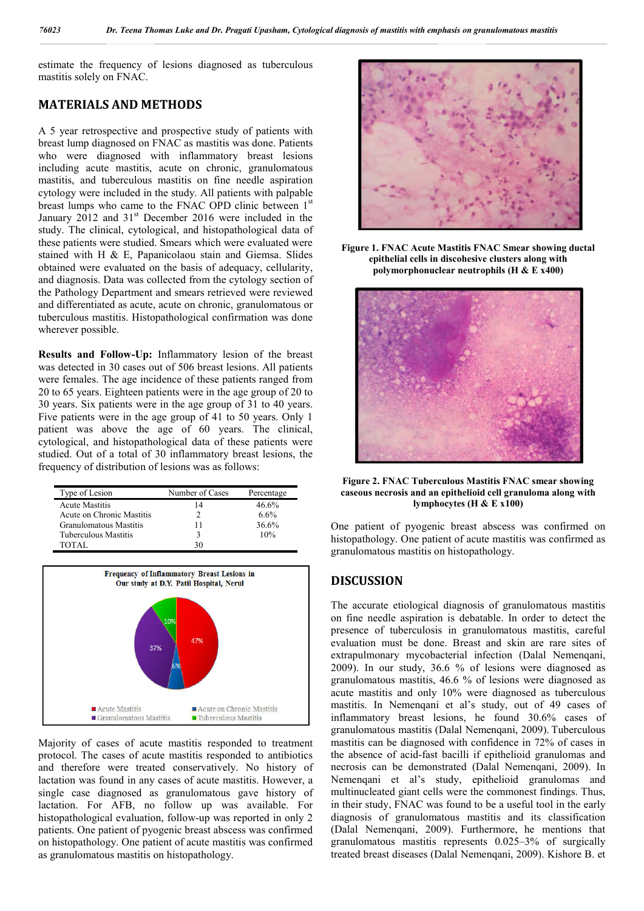estimate the frequency of lesions diagnosed as tuberculous mastitis solely on FNAC.

## MATERIALS AND METHODS

A 5 year retrospective and prospective study of patients with breast lump diagnosed on FNAC as mastitis was done. Patients who were diagnosed with inflammatory breast lesions including acute mastitis, acute on chronic, granulomatous mastitis, and tuberculous mastitis on fine needle aspiration cytology were included in the study. All patients with palpable breast lumps who came to the FNAC OPD clinic between 1st January 2012 and 31st December 2016 were included in the study. The clinical, cytological, and histopathological data of these patients were studied. Smears which were evaluated were stained with H & E, Papanicolaou stain and Giemsa. Slides obtained were evaluated on the basis of adequacy, cellularity, and diagnosis. Data was collected from the cytology section of the Pathology Department and smears retrieved were reviewed and differentiated as acute, acute on chronic, granulomatous or tuberculous mastitis. Histopathological confirmation was done wherever possible.

**Results and Follow-Up:** Inflammatory lesion of the breast was detected in 30 cases out of 506 breast lesions. All patients were females. The age incidence of these patients ranged from 20 to 65 years. Eighteen patients were in the age group of 20 to 30 years. Six patients were in the age group of 31 to 40 years. Five patients were in the age group of 41 to 50 years. Only 1 patient was above the age of 60 years. The clinical, cytological, and histopathological data of these patients were studied. Out of a total of 30 inflammatory breast lesions, the frequency of distribution of lesions was as follows:

| Type of Lesion | Number of Cases | Percentage |
|---|---|---|
| Acute Mastitis | 14 | 46.6% |
| Acute on Chronic Mastitis | 2 | 6.6% |
| Granulomatous Mastitis | 11 | 36.6% |
| Tuberculous Mastitis | 3 | 10% |
| TOTAL | 30 | |

Frequency of Inflammatory Breast Lesions in Our study at D.Y. Patil Hospital, Nerul

Majority of cases of acute mastitis responded to treatment protocol. The cases of acute mastitis responded to antibiotics and therefore were treated conservatively. No history of lactation was found in any cases of acute mastitis. However, a single case diagnosed as granulomatous gave history of lactation. For AFB, no follow up was available. For histopathological evaluation, follow-up was reported in only 2 patients. One patient of pyogenic breast abscess was confirmed on histopathology. One patient of acute mastitis was confirmed as granulomatous mastitis on histopathology.

Figure 1. FNAC Acute Mastitis FNAC Smear showing ductal epithelial cells in discohesive clusters along with polymorphonuclear neutrophils (H & E x400)

Figure 2. FNAC Tuberculous Mastitis FNAC smear showing caseous necrosis and an epithelioid cell granuloma along with lymphocytes (H & E x100)

One patient of pyogenic breast abscess was confirmed on histopathology. One patient of acute mastitis was confirmed as granulomatous mastitis on histopathology.

## DISCUSSION

The accurate etiological diagnosis of granulomatous mastitis on fine needle aspiration is debatable. In order to detect the presence of tuberculosis in granulomatous mastitis, careful evaluation must be done. Breast and skin are rare sites of extrapulmonary mycobacterial infection (Dalal Nemenqani, 2009). In our study, 36.6 % of lesions were diagnosed as granulomatous mastitis, 46.6 % of lesions were diagnosed as acute mastitis and only 10% were diagnosed as tuberculous mastitis. In Nemenqani et al's study, out of 49 cases of inflammatory breast lesions, he found 30.6% cases of granulomatous mastitis (Dalal Nemenqani, 2009). Tuberculous mastitis can be diagnosed with confidence in 72% of cases in the absence of acid-fast bacilli if epithelioid granulomas and necrosis can be demonstrated (Dalal Nemenqani, 2009). In Nemenqani et al's study, epithelioid granulomas and multinucleated giant cells were the commonest findings. Thus, in their study, FNAC was found to be a useful tool in the early diagnosis of granulomatous mastitis and its classification (Dalal Nemenqani, 2009). Furthermore, he mentions that granulomatous mastitis represents 0.025–3% of surgically treated breast diseases (Dalal Nemenqani, 2009). Kishore B. et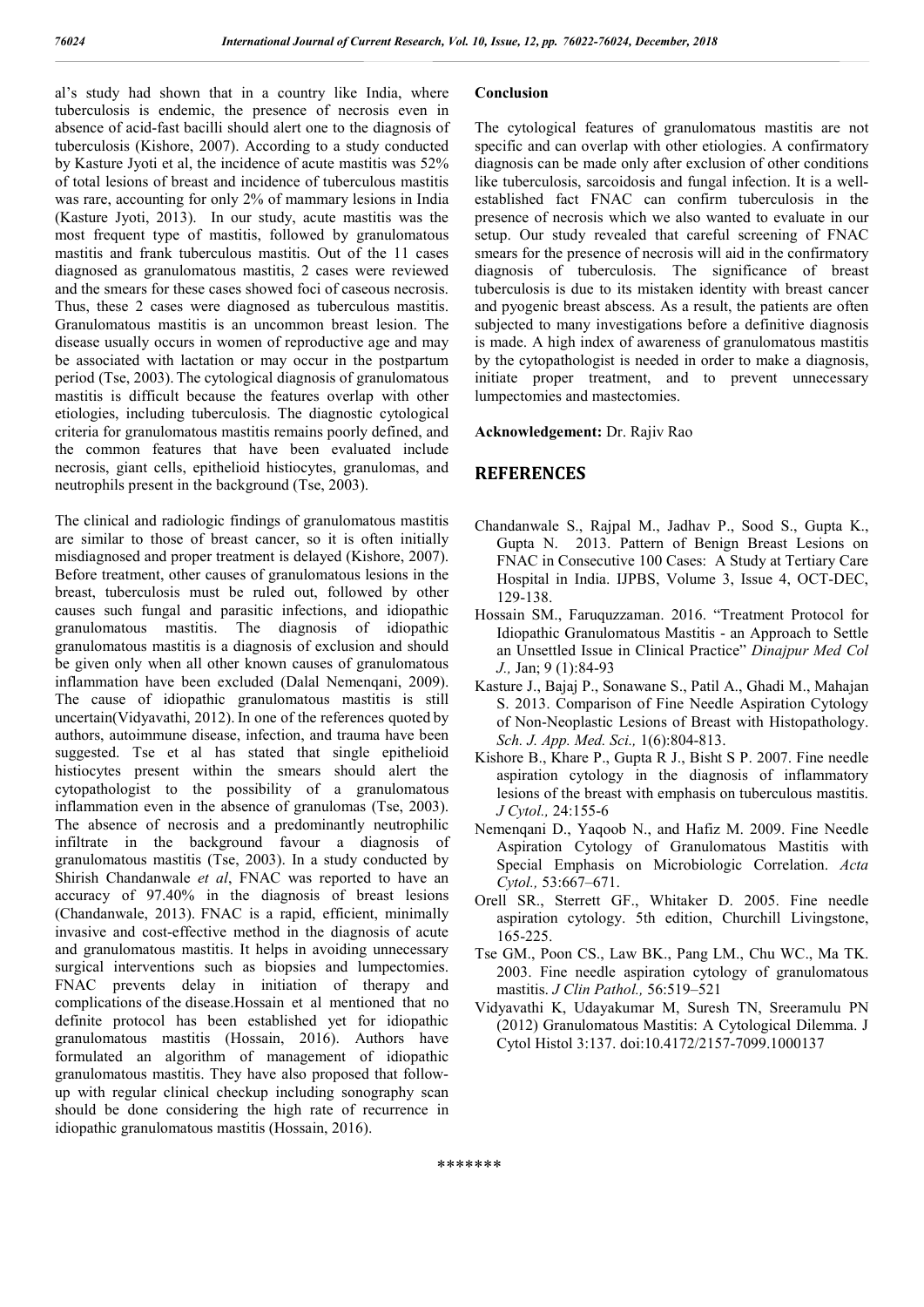al's study had shown that in a country like India, where tuberculosis is endemic, the presence of necrosis even in absence of acid-fast bacilli should alert one to the diagnosis of tuberculosis (Kishore, 2007). According to a study conducted by Kasture Jyoti et al, the incidence of acute mastitis was 52% of total lesions of breast and incidence of tuberculous mastitis was rare, accounting for only 2% of mammary lesions in India (Kasture Jyoti, 2013). In our study, acute mastitis was the most frequent type of mastitis, followed by granulomatous mastitis and frank tuberculous mastitis. Out of the 11 cases diagnosed as granulomatous mastitis, 2 cases were reviewed and the smears for these cases showed foci of caseous necrosis. Thus, these 2 cases were diagnosed as tuberculous mastitis. Granulomatous mastitis is an uncommon breast lesion. The disease usually occurs in women of reproductive age and may be associated with lactation or may occur in the postpartum period (Tse, 2003). The cytological diagnosis of granulomatous mastitis is difficult because the features overlap with other etiologies, including tuberculosis. The diagnostic cytological criteria for granulomatous mastitis remains poorly defined, and the common features that have been evaluated include necrosis, giant cells, epithelioid histiocytes, granulomas, and neutrophils present in the background (Tse, 2003).

The clinical and radiologic findings of granulomatous mastitis are similar to those of breast cancer, so it is often initially misdiagnosed and proper treatment is delayed (Kishore, 2007). Before treatment, other causes of granulomatous lesions in the breast, tuberculosis must be ruled out, followed by other causes such fungal and parasitic infections, and idiopathic granulomatous mastitis. The diagnosis of idiopathic granulomatous mastitis is a diagnosis of exclusion and should be given only when all other known causes of granulomatous inflammation have been excluded (Dalal Nemenqani, 2009). The cause of idiopathic granulomatous mastitis is still uncertain(Vidyavathi, 2012). In one of the references quoted by authors, autoimmune disease, infection, and trauma have been suggested. Tse et al has stated that single epithelioid histiocytes present within the smears should alert the cytopathologist to the possibility of a granulomatous inflammation even in the absence of granulomas (Tse, 2003). The absence of necrosis and a predominantly neutrophilic infiltrate in the background favour a diagnosis of granulomatous mastitis (Tse, 2003). In a study conducted by Shirish Chandanwale *et al*, FNAC was reported to have an accuracy of 97.40% in the diagnosis of breast lesions (Chandanwale, 2013). FNAC is a rapid, efficient, minimally invasive and cost-effective method in the diagnosis of acute and granulomatous mastitis. It helps in avoiding unnecessary surgical interventions such as biopsies and lumpectomies. FNAC prevents delay in initiation of therapy and complications of the disease.Hossain et al mentioned that no definite protocol has been established yet for idiopathic granulomatous mastitis (Hossain, 2016). Authors have formulated an algorithm of management of idiopathic granulomatous mastitis. They have also proposed that follow-up with regular clinical checkup including sonography scan should be done considering the high rate of recurrence in idiopathic granulomatous mastitis (Hossain, 2016).

**Conclusion**

The cytological features of granulomatous mastitis are not specific and can overlap with other etiologies. A confirmatory diagnosis can be made only after exclusion of other conditions like tuberculosis, sarcoidosis and fungal infection. It is a well-established fact FNAC can confirm tuberculosis in the presence of necrosis which we also wanted to evaluate in our setup. Our study revealed that careful screening of FNAC smears for the presence of necrosis will aid in the confirmatory diagnosis of tuberculosis. The significance of breast tuberculosis is due to its mistaken identity with breast cancer and pyogenic breast abscess. As a result, the patients are often subjected to many investigations before a definitive diagnosis is made. A high index of awareness of granulomatous mastitis by the cytopathologist is needed in order to make a diagnosis, initiate proper treatment, and to prevent unnecessary lumpectomies and mastectomies.

**Acknowledgement:** Dr. Rajiv Rao

## REFERENCES

Chandanwale S., Rajpal M., Jadhav P., Sood S., Gupta K., Gupta N. 2013. Pattern of Benign Breast Lesions on FNAC in Consecutive 100 Cases: A Study at Tertiary Care Hospital in India. IJPBS, Volume 3, Issue 4, OCT-DEC, 129-138.

Hossain SM., Faruquzzaman. 2016. "Treatment Protocol for Idiopathic Granulomatous Mastitis - an Approach to Settle an Unsettled Issue in Clinical Practice" *Dinajpur Med Col J.,* Jan; 9 (1):84-93

Kasture J., Bajaj P., Sonawane S., Patil A., Ghadi M., Mahajan S. 2013. Comparison of Fine Needle Aspiration Cytology of Non-Neoplastic Lesions of Breast with Histopathology. *Sch. J. App. Med. Sci.,* 1(6):804-813.

Kishore B., Khare P., Gupta R J., Bisht S P. 2007. Fine needle aspiration cytology in the diagnosis of inflammatory lesions of the breast with emphasis on tuberculous mastitis. *J Cytol.,* 24:155-6

Nemenqani D., Yaqoob N., and Hafiz M. 2009. Fine Needle Aspiration Cytology of Granulomatous Mastitis with Special Emphasis on Microbiologic Correlation. *Acta Cytol.,* 53:667–671.

Orell SR., Sterrett GF., Whitaker D. 2005. Fine needle aspiration cytology. 5th edition, Churchill Livingstone, 165-225.

Tse GM., Poon CS., Law BK., Pang LM., Chu WC., Ma TK. 2003. Fine needle aspiration cytology of granulomatous mastitis. *J Clin Pathol.,* 56:519–521

Vidyavathi K, Udayakumar M, Suresh TN, Sreeramulu PN (2012) Granulomatous Mastitis: A Cytological Dilemma. J Cytol Histol 3:137. doi:10.4172/2157-7099.1000137

\*\*\*\*\*\*\*